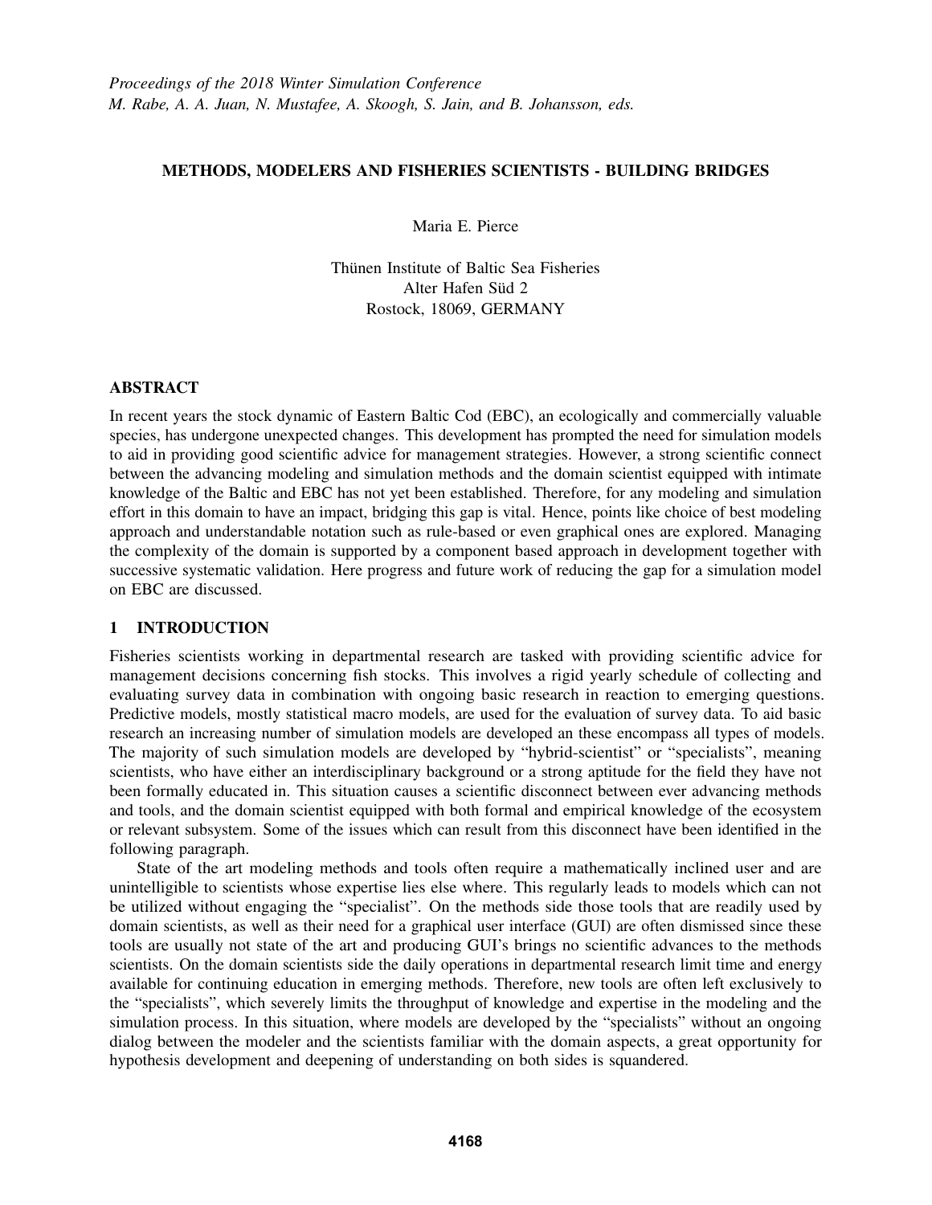*Proceedings of the 2018 Winter Simulation Conference*
*M. Rabe, A. A. Juan, N. Mustafee, A. Skoogh, S. Jain, and B. Johansson, eds.*

# METHODS, MODELERS AND FISHERIES SCIENTISTS - BUILDING BRIDGES

Maria E. Pierce

Thünen Institute of Baltic Sea Fisheries
Alter Hafen Süd 2
Rostock, 18069, GERMANY

## ABSTRACT

In recent years the stock dynamic of Eastern Baltic Cod (EBC), an ecologically and commercially valuable species, has undergone unexpected changes. This development has prompted the need for simulation models to aid in providing good scientific advice for management strategies. However, a strong scientific connect between the advancing modeling and simulation methods and the domain scientist equipped with intimate knowledge of the Baltic and EBC has not yet been established. Therefore, for any modeling and simulation effort in this domain to have an impact, bridging this gap is vital. Hence, points like choice of best modeling approach and understandable notation such as rule-based or even graphical ones are explored. Managing the complexity of the domain is supported by a component based approach in development together with successive systematic validation. Here progress and future work of reducing the gap for a simulation model on EBC are discussed.

## 1 INTRODUCTION

Fisheries scientists working in departmental research are tasked with providing scientific advice for management decisions concerning fish stocks. This involves a rigid yearly schedule of collecting and evaluating survey data in combination with ongoing basic research in reaction to emerging questions. Predictive models, mostly statistical macro models, are used for the evaluation of survey data. To aid basic research an increasing number of simulation models are developed an these encompass all types of models. The majority of such simulation models are developed by "hybrid-scientist" or "specialists", meaning scientists, who have either an interdisciplinary background or a strong aptitude for the field they have not been formally educated in. This situation causes a scientific disconnect between ever advancing methods and tools, and the domain scientist equipped with both formal and empirical knowledge of the ecosystem or relevant subsystem. Some of the issues which can result from this disconnect have been identified in the following paragraph.

State of the art modeling methods and tools often require a mathematically inclined user and are unintelligible to scientists whose expertise lies else where. This regularly leads to models which can not be utilized without engaging the "specialist". On the methods side those tools that are readily used by domain scientists, as well as their need for a graphical user interface (GUI) are often dismissed since these tools are usually not state of the art and producing GUI's brings no scientific advances to the methods scientists. On the domain scientists side the daily operations in departmental research limit time and energy available for continuing education in emerging methods. Therefore, new tools are often left exclusively to the "specialists", which severely limits the throughput of knowledge and expertise in the modeling and the simulation process. In this situation, where models are developed by the "specialists" without an ongoing dialog between the modeler and the scientists familiar with the domain aspects, a great opportunity for hypothesis development and deepening of understanding on both sides is squandered.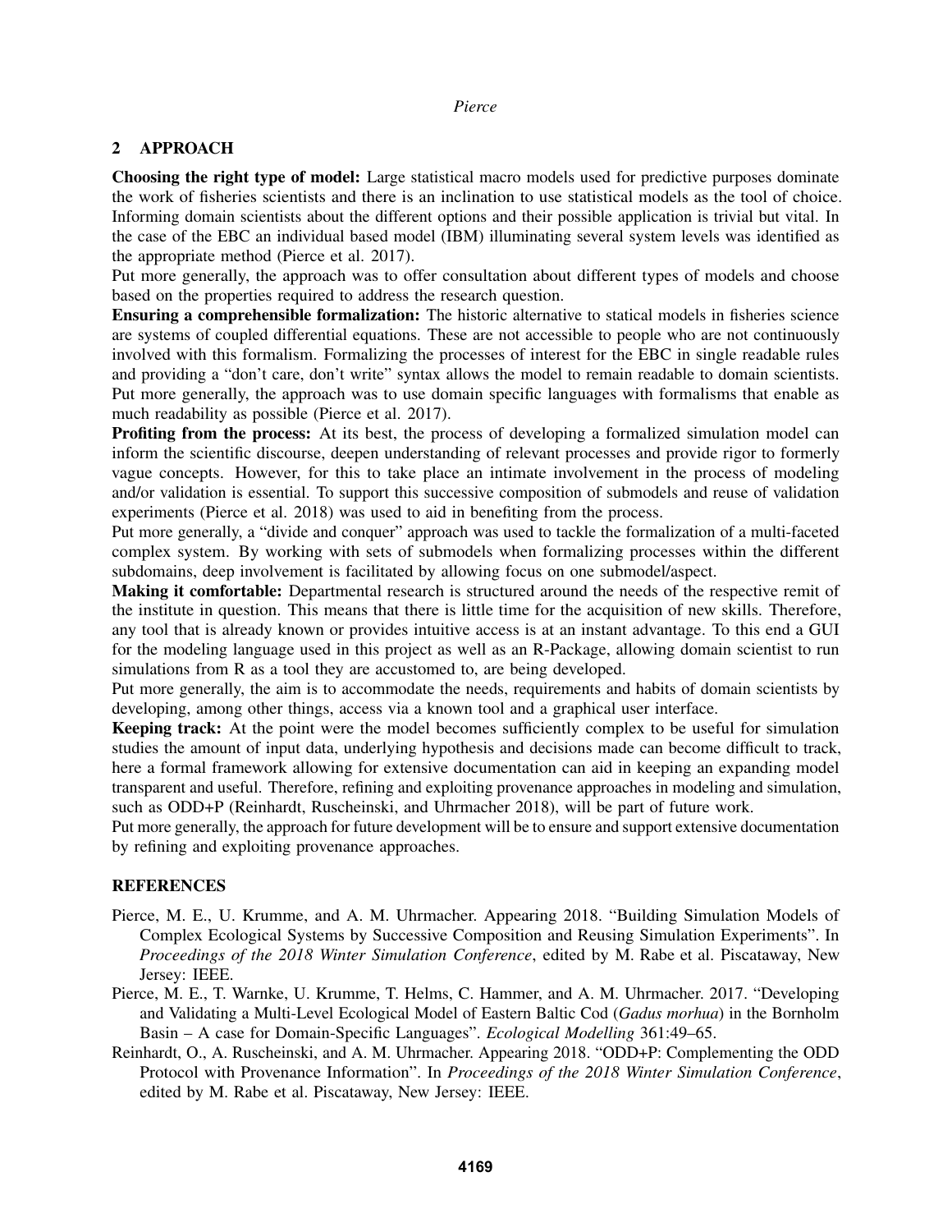## 2 APPROACH

**Choosing the right type of model:** Large statistical macro models used for predictive purposes dominate the work of fisheries scientists and there is an inclination to use statistical models as the tool of choice. Informing domain scientists about the different options and their possible application is trivial but vital. In the case of the EBC an individual based model (IBM) illuminating several system levels was identified as the appropriate method (Pierce et al. 2017).

Put more generally, the approach was to offer consultation about different types of models and choose based on the properties required to address the research question.

**Ensuring a comprehensible formalization:** The historic alternative to statical models in fisheries science are systems of coupled differential equations. These are not accessible to people who are not continuously involved with this formalism. Formalizing the processes of interest for the EBC in single readable rules and providing a "don't care, don't write" syntax allows the model to remain readable to domain scientists. Put more generally, the approach was to use domain specific languages with formalisms that enable as much readability as possible (Pierce et al. 2017).

**Profiting from the process:** At its best, the process of developing a formalized simulation model can inform the scientific discourse, deepen understanding of relevant processes and provide rigor to formerly vague concepts. However, for this to take place an intimate involvement in the process of modeling and/or validation is essential. To support this successive composition of submodels and reuse of validation experiments (Pierce et al. 2018) was used to aid in benefiting from the process.

Put more generally, a "divide and conquer" approach was used to tackle the formalization of a multi-faceted complex system. By working with sets of submodels when formalizing processes within the different subdomains, deep involvement is facilitated by allowing focus on one submodel/aspect.

**Making it comfortable:** Departmental research is structured around the needs of the respective remit of the institute in question. This means that there is little time for the acquisition of new skills. Therefore, any tool that is already known or provides intuitive access is at an instant advantage. To this end a GUI for the modeling language used in this project as well as an R-Package, allowing domain scientist to run simulations from R as a tool they are accustomed to, are being developed.

Put more generally, the aim is to accommodate the needs, requirements and habits of domain scientists by developing, among other things, access via a known tool and a graphical user interface.

**Keeping track:** At the point were the model becomes sufficiently complex to be useful for simulation studies the amount of input data, underlying hypothesis and decisions made can become difficult to track, here a formal framework allowing for extensive documentation can aid in keeping an expanding model transparent and useful. Therefore, refining and exploiting provenance approaches in modeling and simulation, such as ODD+P (Reinhardt, Ruscheinski, and Uhrmacher 2018), will be part of future work.

Put more generally, the approach for future development will be to ensure and support extensive documentation by refining and exploiting provenance approaches.

## REFERENCES

Pierce, M. E., U. Krumme, and A. M. Uhrmacher. Appearing 2018. "Building Simulation Models of Complex Ecological Systems by Successive Composition and Reusing Simulation Experiments". In *Proceedings of the 2018 Winter Simulation Conference*, edited by M. Rabe et al. Piscataway, New Jersey: IEEE.

Pierce, M. E., T. Warnke, U. Krumme, T. Helms, C. Hammer, and A. M. Uhrmacher. 2017. "Developing and Validating a Multi-Level Ecological Model of Eastern Baltic Cod (*Gadus morhua*) in the Bornholm Basin – A case for Domain-Specific Languages". *Ecological Modelling* 361:49–65.

Reinhardt, O., A. Ruscheinski, and A. M. Uhrmacher. Appearing 2018. "ODD+P: Complementing the ODD Protocol with Provenance Information". In *Proceedings of the 2018 Winter Simulation Conference*, edited by M. Rabe et al. Piscataway, New Jersey: IEEE.